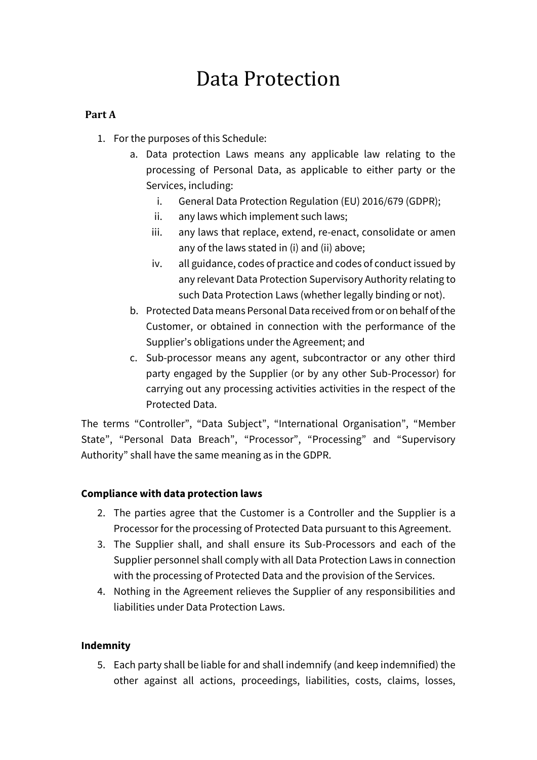# Data Protection

**Part A**

1. For the purposes of this Schedule:
    a. Data protection Laws means any applicable law relating to the processing of Personal Data, as applicable to either party or the Services, including:
        i. General Data Protection Regulation (EU) 2016/679 (GDPR);
        ii. any laws which implement such laws;
        iii. any laws that replace, extend, re-enact, consolidate or amen any of the laws stated in (i) and (ii) above;
        iv. all guidance, codes of practice and codes of conduct issued by any relevant Data Protection Supervisory Authority relating to such Data Protection Laws (whether legally binding or not).
    b. Protected Data means Personal Data received from or on behalf of the Customer, or obtained in connection with the performance of the Supplier's obligations under the Agreement; and
    c. Sub-processor means any agent, subcontractor or any other third party engaged by the Supplier (or by any other Sub-Processor) for carrying out any processing activities activities in the respect of the Protected Data.

The terms "Controller", "Data Subject", "International Organisation", "Member State", "Personal Data Breach", "Processor", "Processing" and "Supervisory Authority" shall have the same meaning as in the GDPR.

**Compliance with data protection laws**

2. The parties agree that the Customer is a Controller and the Supplier is a Processor for the processing of Protected Data pursuant to this Agreement.
3. The Supplier shall, and shall ensure its Sub-Processors and each of the Supplier personnel shall comply with all Data Protection Laws in connection with the processing of Protected Data and the provision of the Services.
4. Nothing in the Agreement relieves the Supplier of any responsibilities and liabilities under Data Protection Laws.

**Indemnity**

5. Each party shall be liable for and shall indemnify (and keep indemnified) the other against all actions, proceedings, liabilities, costs, claims, losses,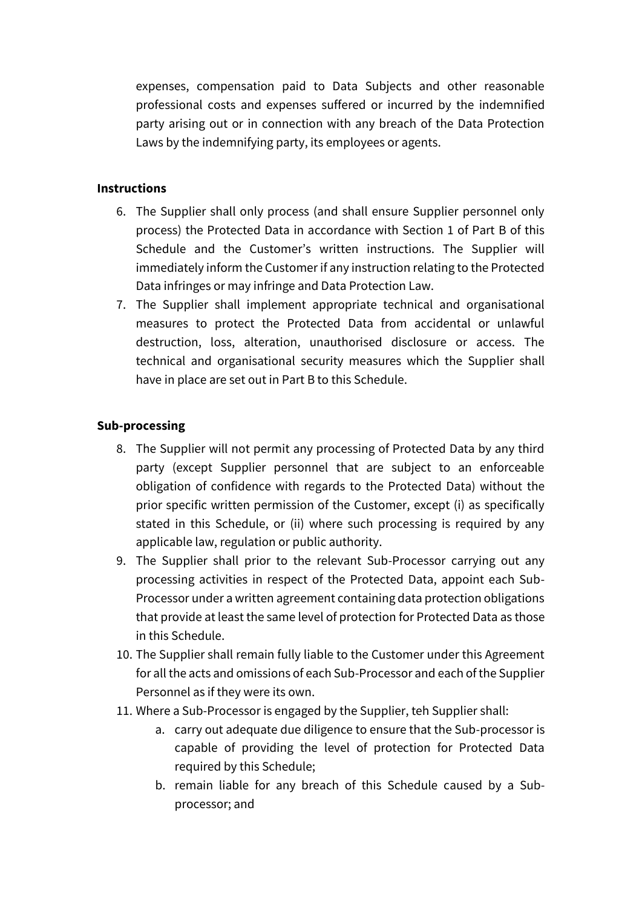expenses, compensation paid to Data Subjects and other reasonable professional costs and expenses suffered or incurred by the indemnified party arising out or in connection with any breach of the Data Protection Laws by the indemnifying party, its employees or agents.

**Instructions**

6. The Supplier shall only process (and shall ensure Supplier personnel only process) the Protected Data in accordance with Section 1 of Part B of this Schedule and the Customer's written instructions. The Supplier will immediately inform the Customer if any instruction relating to the Protected Data infringes or may infringe and Data Protection Law.
7. The Supplier shall implement appropriate technical and organisational measures to protect the Protected Data from accidental or unlawful destruction, loss, alteration, unauthorised disclosure or access. The technical and organisational security measures which the Supplier shall have in place are set out in Part B to this Schedule.

**Sub-processing**

8. The Supplier will not permit any processing of Protected Data by any third party (except Supplier personnel that are subject to an enforceable obligation of confidence with regards to the Protected Data) without the prior specific written permission of the Customer, except (i) as specifically stated in this Schedule, or (ii) where such processing is required by any applicable law, regulation or public authority.
9. The Supplier shall prior to the relevant Sub-Processor carrying out any processing activities in respect of the Protected Data, appoint each Sub-Processor under a written agreement containing data protection obligations that provide at least the same level of protection for Protected Data as those in this Schedule.
10. The Supplier shall remain fully liable to the Customer under this Agreement for all the acts and omissions of each Sub-Processor and each of the Supplier Personnel as if they were its own.
11. Where a Sub-Processor is engaged by the Supplier, teh Supplier shall:
    a. carry out adequate due diligence to ensure that the Sub-processor is capable of providing the level of protection for Protected Data required by this Schedule;
    b. remain liable for any breach of this Schedule caused by a Sub-processor; and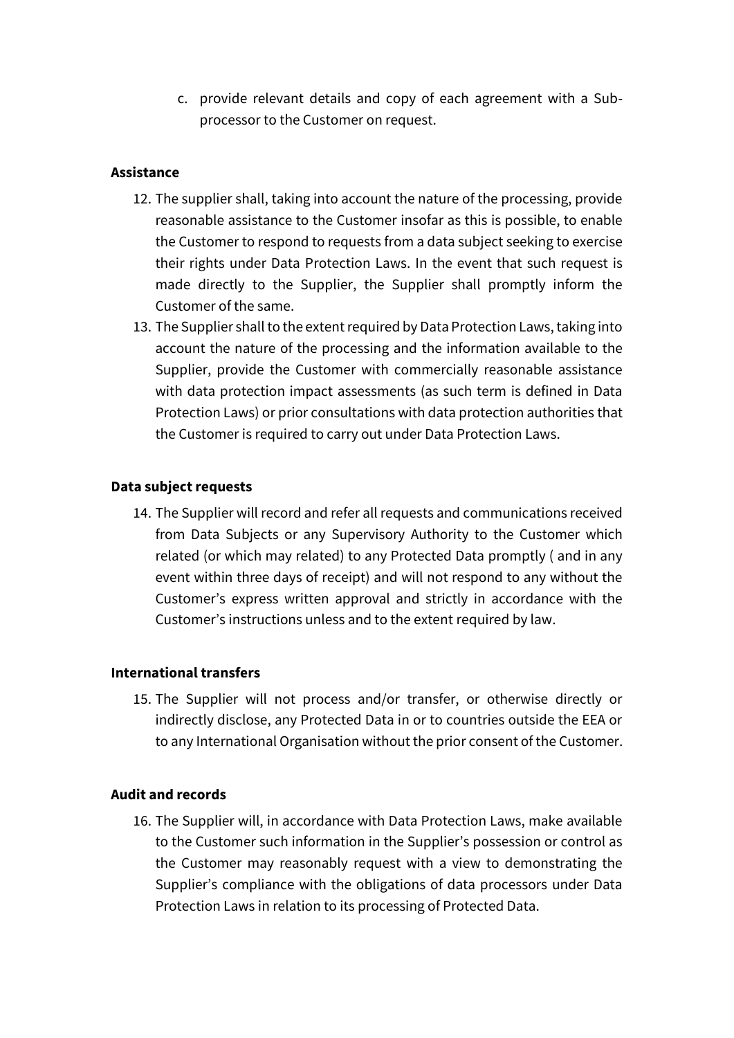c. provide relevant details and copy of each agreement with a Sub-processor to the Customer on request.

**Assistance**

12. The supplier shall, taking into account the nature of the processing, provide reasonable assistance to the Customer insofar as this is possible, to enable the Customer to respond to requests from a data subject seeking to exercise their rights under Data Protection Laws. In the event that such request is made directly to the Supplier, the Supplier shall promptly inform the Customer of the same.
13. The Supplier shall to the extent required by Data Protection Laws, taking into account the nature of the processing and the information available to the Supplier, provide the Customer with commercially reasonable assistance with data protection impact assessments (as such term is defined in Data Protection Laws) or prior consultations with data protection authorities that the Customer is required to carry out under Data Protection Laws.

**Data subject requests**

14. The Supplier will record and refer all requests and communications received from Data Subjects or any Supervisory Authority to the Customer which related (or which may related) to any Protected Data promptly ( and in any event within three days of receipt) and will not respond to any without the Customer's express written approval and strictly in accordance with the Customer's instructions unless and to the extent required by law.

**International transfers**

15. The Supplier will not process and/or transfer, or otherwise directly or indirectly disclose, any Protected Data in or to countries outside the EEA or to any International Organisation without the prior consent of the Customer.

**Audit and records**

16. The Supplier will, in accordance with Data Protection Laws, make available to the Customer such information in the Supplier's possession or control as the Customer may reasonably request with a view to demonstrating the Supplier's compliance with the obligations of data processors under Data Protection Laws in relation to its processing of Protected Data.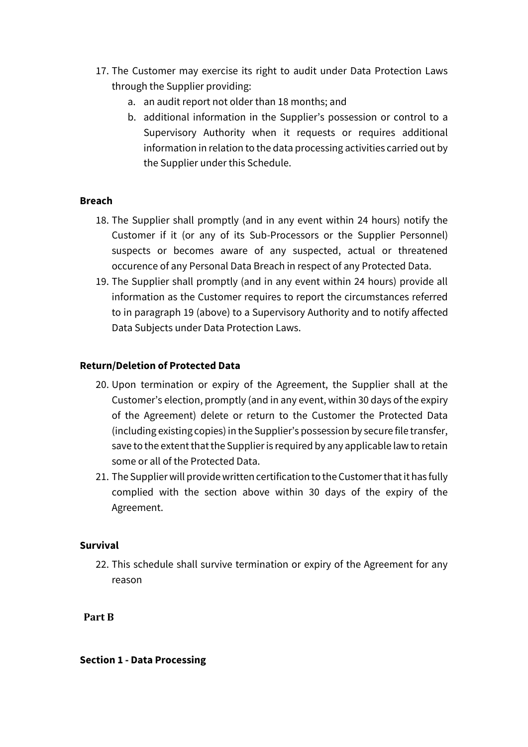17. The Customer may exercise its right to audit under Data Protection Laws through the Supplier providing:
    a. an audit report not older than 18 months; and
    b. additional information in the Supplier's possession or control to a Supervisory Authority when it requests or requires additional information in relation to the data processing activities carried out by the Supplier under this Schedule.

**Breach**

18. The Supplier shall promptly (and in any event within 24 hours) notify the Customer if it (or any of its Sub-Processors or the Supplier Personnel) suspects or becomes aware of any suspected, actual or threatened occurence of any Personal Data Breach in respect of any Protected Data.
19. The Supplier shall promptly (and in any event within 24 hours) provide all information as the Customer requires to report the circumstances referred to in paragraph 19 (above) to a Supervisory Authority and to notify affected Data Subjects under Data Protection Laws.

**Return/Deletion of Protected Data**

20. Upon termination or expiry of the Agreement, the Supplier shall at the Customer's election, promptly (and in any event, within 30 days of the expiry of the Agreement) delete or return to the Customer the Protected Data (including existing copies) in the Supplier's possession by secure file transfer, save to the extent that the Supplier is required by any applicable law to retain some or all of the Protected Data.
21. The Supplier will provide written certification to the Customer that it has fully complied with the section above within 30 days of the expiry of the Agreement.

**Survival**

22. This schedule shall survive termination or expiry of the Agreement for any reason

**Part B**

**Section 1 - Data Processing**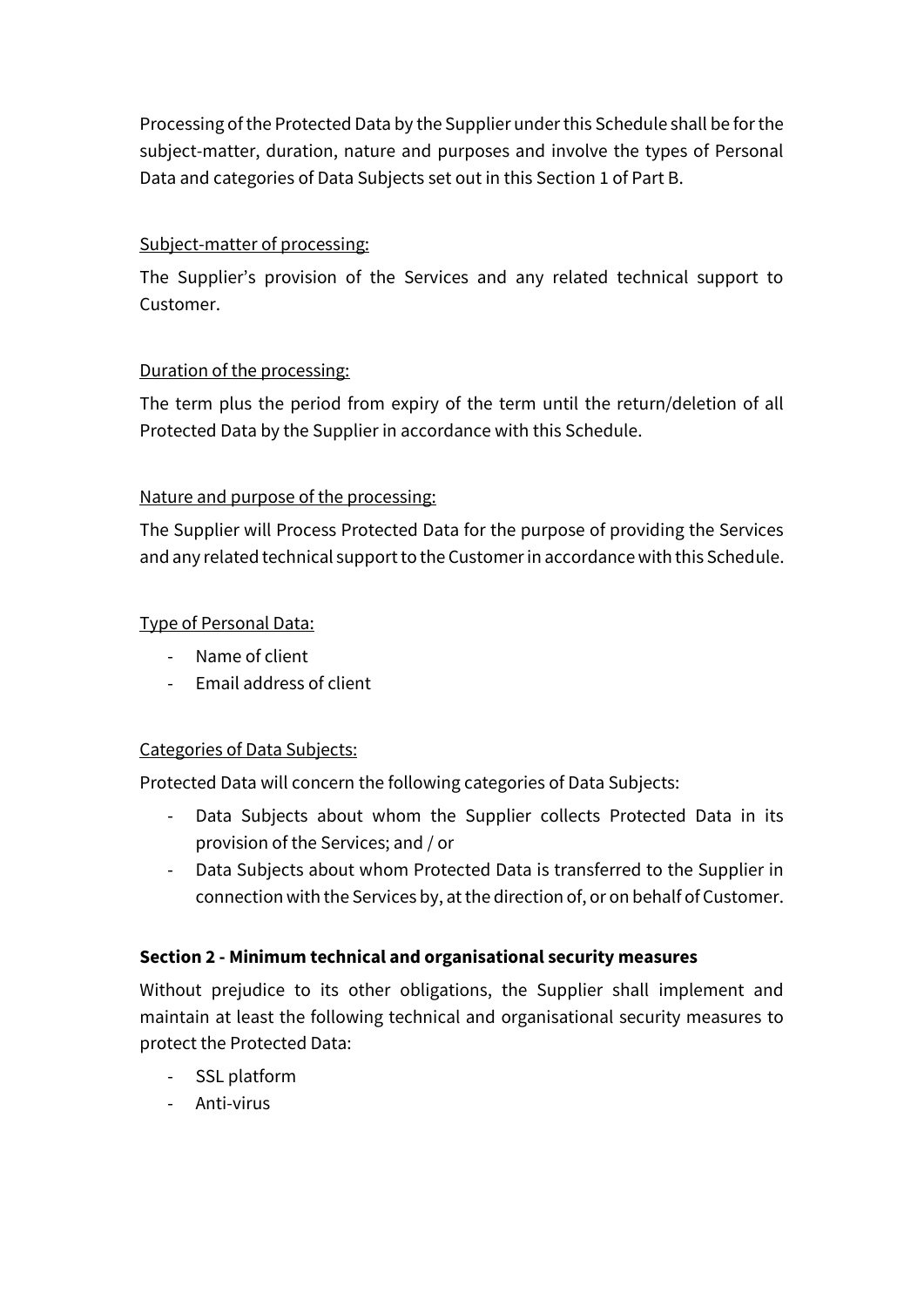Processing of the Protected Data by the Supplier under this Schedule shall be for the subject-matter, duration, nature and purposes and involve the types of Personal Data and categories of Data Subjects set out in this Section 1 of Part B.

<u>Subject-matter of processing:</u>

The Supplier's provision of the Services and any related technical support to Customer.

<u>Duration of the processing:</u>

The term plus the period from expiry of the term until the return/deletion of all Protected Data by the Supplier in accordance with this Schedule.

<u>Nature and purpose of the processing:</u>

The Supplier will Process Protected Data for the purpose of providing the Services and any related technical support to the Customer in accordance with this Schedule.

<u>Type of Personal Data:</u>

- Name of client
- Email address of client

<u>Categories of Data Subjects:</u>

Protected Data will concern the following categories of Data Subjects:

- Data Subjects about whom the Supplier collects Protected Data in its provision of the Services; and / or
- Data Subjects about whom Protected Data is transferred to the Supplier in connection with the Services by, at the direction of, or on behalf of Customer.

**Section 2 - Minimum technical and organisational security measures**

Without prejudice to its other obligations, the Supplier shall implement and maintain at least the following technical and organisational security measures to protect the Protected Data:

- SSL platform
- Anti-virus